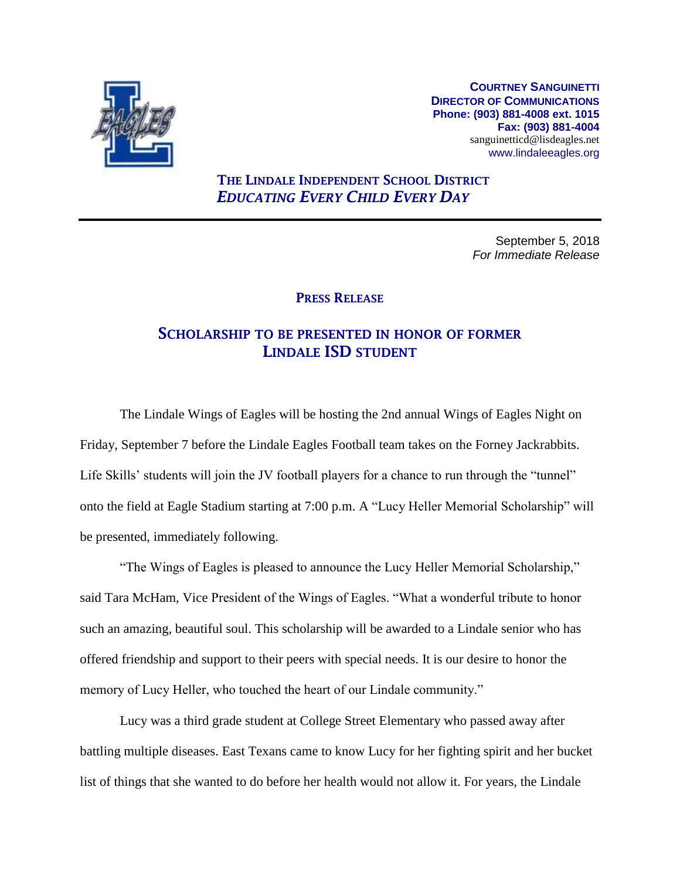**COURTNEY SANGUINETTI**
**DIRECTOR OF COMMUNICATIONS**
**Phone: (903) 881-4008 ext. 1015**
**Fax: (903) 881-4004**
sanguinetticd@lisdeagles.net
www.lindaleeagles.org

**THE LINDALE INDEPENDENT SCHOOL DISTRICT**
***EDUCATING EVERY CHILD EVERY DAY***

---

September 5, 2018
*For Immediate Release*

## PRESS RELEASE

## SCHOLARSHIP TO BE PRESENTED IN HONOR OF FORMER LINDALE ISD STUDENT

The Lindale Wings of Eagles will be hosting the 2nd annual Wings of Eagles Night on Friday, September 7 before the Lindale Eagles Football team takes on the Forney Jackrabbits. Life Skills' students will join the JV football players for a chance to run through the "tunnel" onto the field at Eagle Stadium starting at 7:00 p.m. A "Lucy Heller Memorial Scholarship" will be presented, immediately following.

"The Wings of Eagles is pleased to announce the Lucy Heller Memorial Scholarship," said Tara McHam, Vice President of the Wings of Eagles. "What a wonderful tribute to honor such an amazing, beautiful soul. This scholarship will be awarded to a Lindale senior who has offered friendship and support to their peers with special needs. It is our desire to honor the memory of Lucy Heller, who touched the heart of our Lindale community."

Lucy was a third grade student at College Street Elementary who passed away after battling multiple diseases. East Texans came to know Lucy for her fighting spirit and her bucket list of things that she wanted to do before her health would not allow it. For years, the Lindale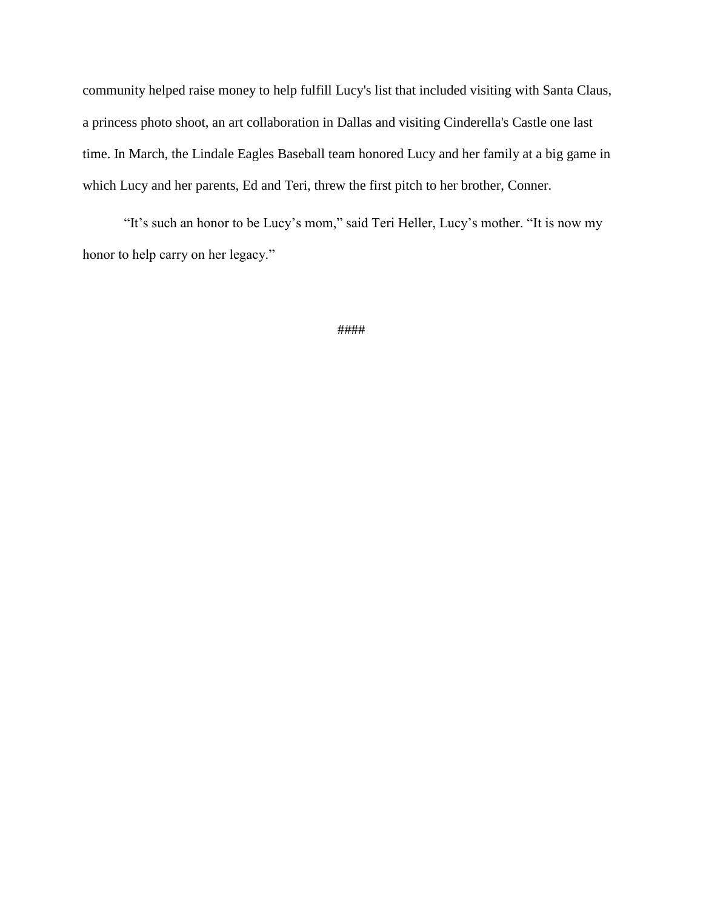community helped raise money to help fulfill Lucy's list that included visiting with Santa Claus, a princess photo shoot, an art collaboration in Dallas and visiting Cinderella's Castle one last time. In March, the Lindale Eagles Baseball team honored Lucy and her family at a big game in which Lucy and her parents, Ed and Teri, threw the first pitch to her brother, Conner.

"It's such an honor to be Lucy's mom," said Teri Heller, Lucy's mother. "It is now my honor to help carry on her legacy."

####